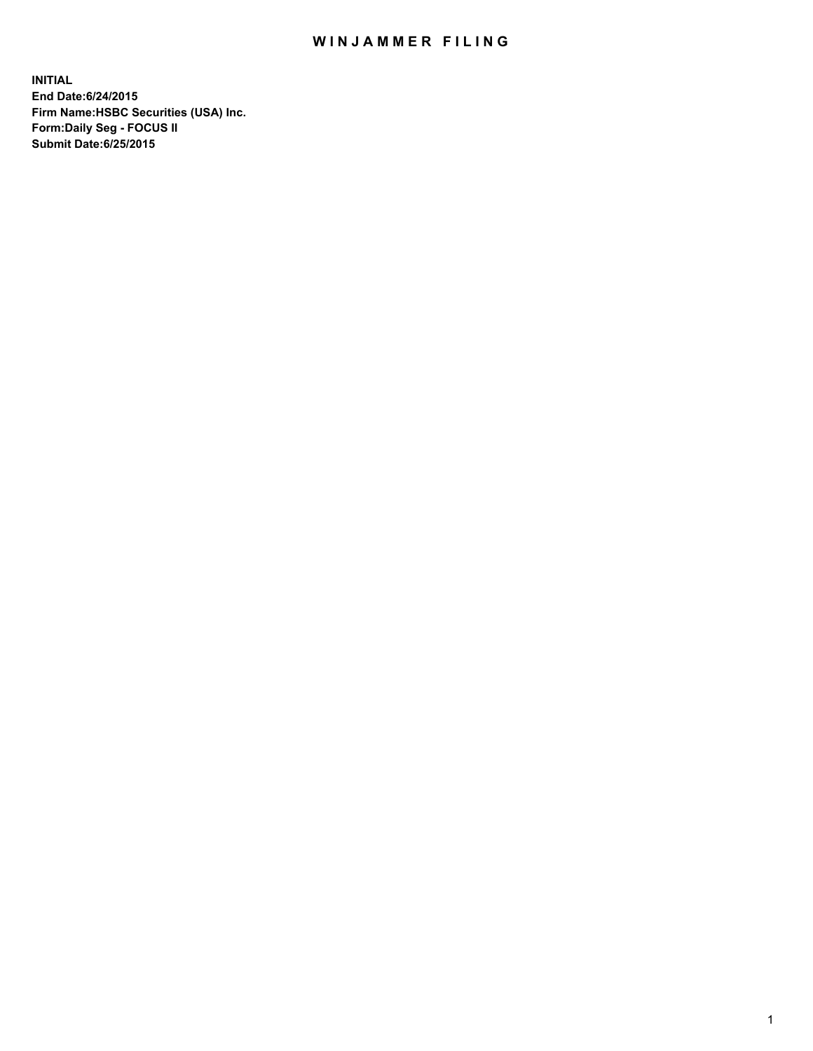# WINJAMMER FILING

**INITIAL**
**End Date:6/24/2015**
**Firm Name:HSBC Securities (USA) Inc.**
**Form:Daily Seg - FOCUS II**
**Submit Date:6/25/2015**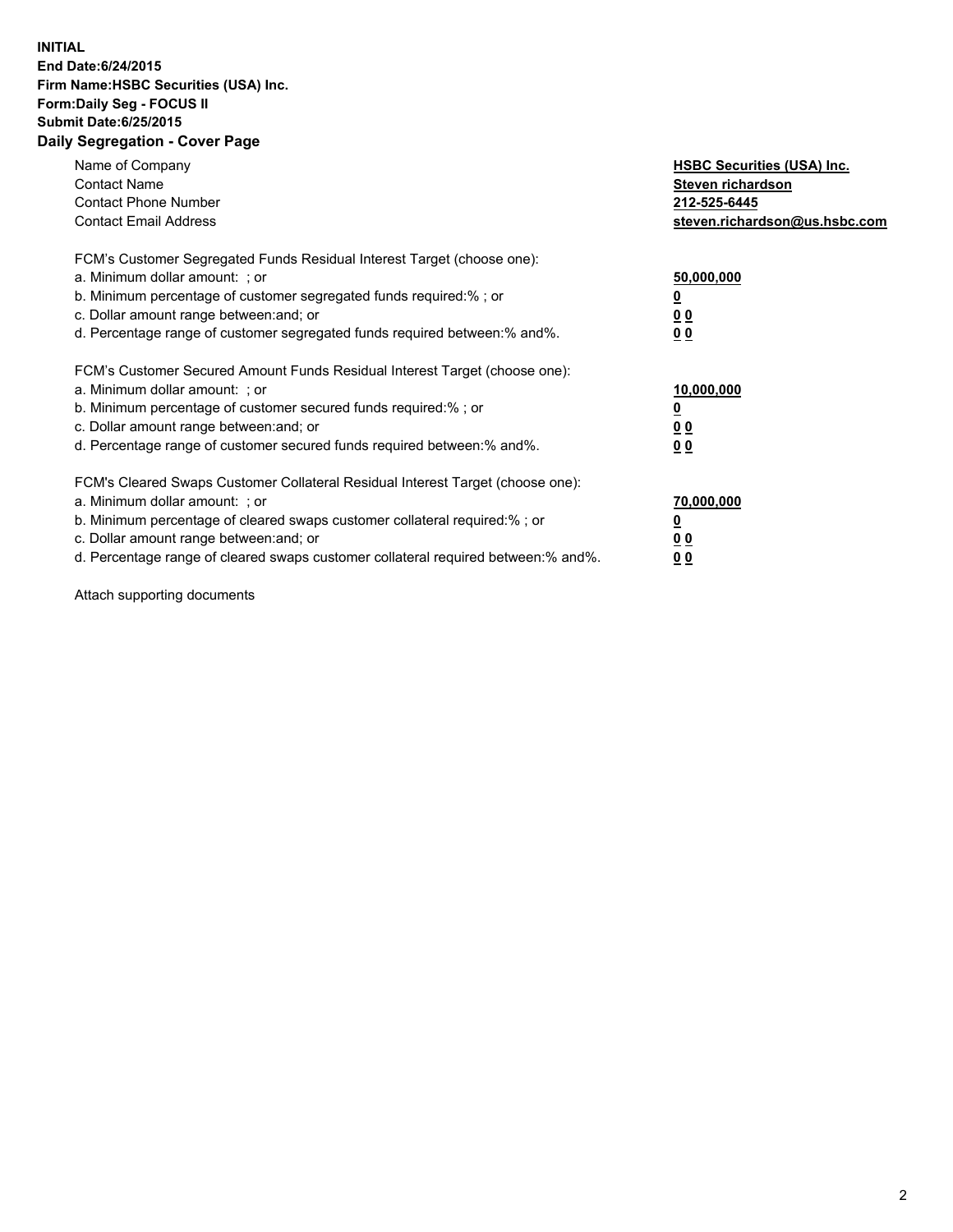**INITIAL**
**End Date:6/24/2015**
**Firm Name:HSBC Securities (USA) Inc.**
**Form:Daily Seg - FOCUS II**
**Submit Date:6/25/2015**

## Daily Segregation - Cover Page

| | |
|---|---|
| Name of Company | **HSBC Securities (USA) Inc.** |
| Contact Name | **Steven richardson** |
| Contact Phone Number | **212-525-6445** |
| Contact Email Address | **steven.richardson@us.hsbc.com** |

FCM's Customer Segregated Funds Residual Interest Target (choose one):

| | |
|---|---|
| a. Minimum dollar amount: ; or | **50,000,000** |
| b. Minimum percentage of customer segregated funds required:% ; or | **0** |
| c. Dollar amount range between:and; or | **0 0** |
| d. Percentage range of customer segregated funds required between:% and%. | **0 0** |

FCM's Customer Secured Amount Funds Residual Interest Target (choose one):

| | |
|---|---|
| a. Minimum dollar amount: ; or | **10,000,000** |
| b. Minimum percentage of customer secured funds required:% ; or | **0** |
| c. Dollar amount range between:and; or | **0 0** |
| d. Percentage range of customer secured funds required between:% and%. | **0 0** |

FCM's Cleared Swaps Customer Collateral Residual Interest Target (choose one):

| | |
|---|---|
| a. Minimum dollar amount: ; or | **70,000,000** |
| b. Minimum percentage of cleared swaps customer collateral required:% ; or | **0** |
| c. Dollar amount range between:and; or | **0 0** |
| d. Percentage range of cleared swaps customer collateral required between:% and%. | **0 0** |

Attach supporting documents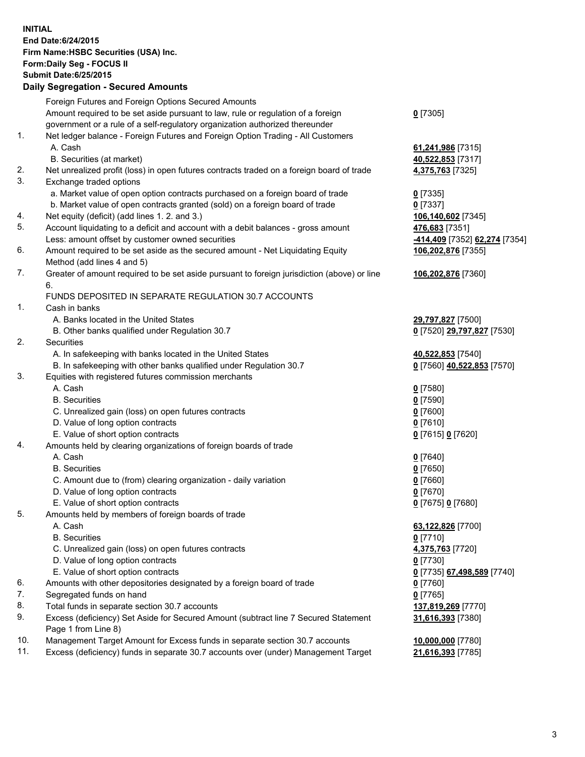**INITIAL**
**End Date:6/24/2015**
**Firm Name:HSBC Securities (USA) Inc.**
**Form:Daily Seg - FOCUS II**
**Submit Date:6/25/2015**

**Daily Segregation - Secured Amounts**

| | | |
|---|---|---|
| | Foreign Futures and Foreign Options Secured Amounts | |
| | Amount required to be set aside pursuant to law, rule or regulation of a foreign government or a rule of a self-regulatory organization authorized thereunder | **0** [7305] |
| 1. | Net ledger balance - Foreign Futures and Foreign Option Trading - All Customers | |
| | A. Cash | **61,241,986** [7315] |
| | B. Securities (at market) | **40,522,853** [7317] |
| 2. | Net unrealized profit (loss) in open futures contracts traded on a foreign board of trade | **4,375,763** [7325] |
| 3. | Exchange traded options | |
| | a. Market value of open option contracts purchased on a foreign board of trade | **0** [7335] |
| | b. Market value of open contracts granted (sold) on a foreign board of trade | **0** [7337] |
| 4. | Net equity (deficit) (add lines 1. 2. and 3.) | **106,140,602** [7345] |
| 5. | Account liquidating to a deficit and account with a debit balances - gross amount | **476,683** [7351] |
| | Less: amount offset by customer owned securities | **-414,409** [7352] **62,274** [7354] |
| 6. | Amount required to be set aside as the secured amount - Net Liquidating Equity Method (add lines 4 and 5) | **106,202,876** [7355] |
| 7. | Greater of amount required to be set aside pursuant to foreign jurisdiction (above) or line 6. | **106,202,876** [7360] |
| | FUNDS DEPOSITED IN SEPARATE REGULATION 30.7 ACCOUNTS | |
| 1. | Cash in banks | |
| | A. Banks located in the United States | **29,797,827** [7500] |
| | B. Other banks qualified under Regulation 30.7 | **0** [7520] **29,797,827** [7530] |
| 2. | Securities | |
| | A. In safekeeping with banks located in the United States | **40,522,853** [7540] |
| | B. In safekeeping with other banks qualified under Regulation 30.7 | **0** [7560] **40,522,853** [7570] |
| 3. | Equities with registered futures commission merchants | |
| | A. Cash | **0** [7580] |
| | B. Securities | **0** [7590] |
| | C. Unrealized gain (loss) on open futures contracts | **0** [7600] |
| | D. Value of long option contracts | **0** [7610] |
| | E. Value of short option contracts | **0** [7615] **0** [7620] |
| 4. | Amounts held by clearing organizations of foreign boards of trade | |
| | A. Cash | **0** [7640] |
| | B. Securities | **0** [7650] |
| | C. Amount due to (from) clearing organization - daily variation | **0** [7660] |
| | D. Value of long option contracts | **0** [7670] |
| | E. Value of short option contracts | **0** [7675] **0** [7680] |
| 5. | Amounts held by members of foreign boards of trade | |
| | A. Cash | **63,122,826** [7700] |
| | B. Securities | **0** [7710] |
| | C. Unrealized gain (loss) on open futures contracts | **4,375,763** [7720] |
| | D. Value of long option contracts | **0** [7730] |
| | E. Value of short option contracts | **0** [7735] **67,498,589** [7740] |
| 6. | Amounts with other depositories designated by a foreign board of trade | **0** [7760] |
| 7. | Segregated funds on hand | **0** [7765] |
| 8. | Total funds in separate section 30.7 accounts | **137,819,269** [7770] |
| 9. | Excess (deficiency) Set Aside for Secured Amount (subtract line 7 Secured Statement Page 1 from Line 8) | **31,616,393** [7380] |
| 10. | Management Target Amount for Excess funds in separate section 30.7 accounts | **10,000,000** [7780] |
| 11. | Excess (deficiency) funds in separate 30.7 accounts over (under) Management Target | **21,616,393** [7785] |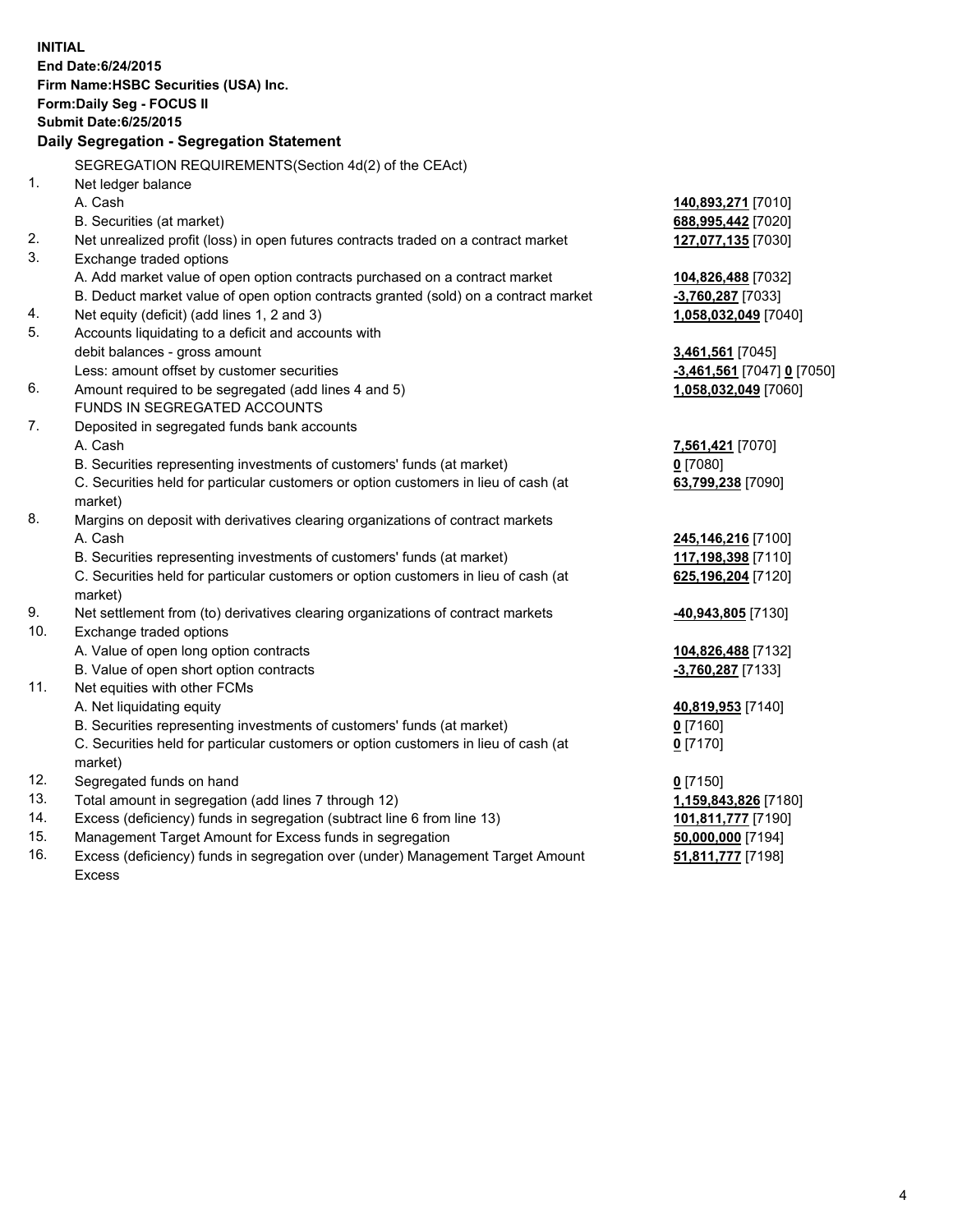**INITIAL**
**End Date:6/24/2015**
**Firm Name:HSBC Securities (USA) Inc.**
**Form:Daily Seg - FOCUS II**
**Submit Date:6/25/2015**

### Daily Segregation - Segregation Statement

| | | |
|---|---|---|
| | SEGREGATION REQUIREMENTS(Section 4d(2) of the CEAct) | |
| 1. | Net ledger balance | |
| | A. Cash | **140,893,271** [7010] |
| | B. Securities (at market) | **688,995,442** [7020] |
| 2. | Net unrealized profit (loss) in open futures contracts traded on a contract market | **127,077,135** [7030] |
| 3. | Exchange traded options | |
| | A. Add market value of open option contracts purchased on a contract market | **104,826,488** [7032] |
| | B. Deduct market value of open option contracts granted (sold) on a contract market | **-3,760,287** [7033] |
| 4. | Net equity (deficit) (add lines 1, 2 and 3) | **1,058,032,049** [7040] |
| 5. | Accounts liquidating to a deficit and accounts with | |
| | debit balances - gross amount | **3,461,561** [7045] |
| | Less: amount offset by customer securities | **-3,461,561** [7047] **0** [7050] |
| 6. | Amount required to be segregated (add lines 4 and 5) | **1,058,032,049** [7060] |
| | FUNDS IN SEGREGATED ACCOUNTS | |
| 7. | Deposited in segregated funds bank accounts | |
| | A. Cash | **7,561,421** [7070] |
| | B. Securities representing investments of customers' funds (at market) | **0** [7080] |
| | C. Securities held for particular customers or option customers in lieu of cash (at market) | **63,799,238** [7090] |
| 8. | Margins on deposit with derivatives clearing organizations of contract markets | |
| | A. Cash | **245,146,216** [7100] |
| | B. Securities representing investments of customers' funds (at market) | **117,198,398** [7110] |
| | C. Securities held for particular customers or option customers in lieu of cash (at market) | **625,196,204** [7120] |
| 9. | Net settlement from (to) derivatives clearing organizations of contract markets | **-40,943,805** [7130] |
| 10. | Exchange traded options | |
| | A. Value of open long option contracts | **104,826,488** [7132] |
| | B. Value of open short option contracts | **-3,760,287** [7133] |
| 11. | Net equities with other FCMs | |
| | A. Net liquidating equity | **40,819,953** [7140] |
| | B. Securities representing investments of customers' funds (at market) | **0** [7160] |
| | C. Securities held for particular customers or option customers in lieu of cash (at market) | **0** [7170] |
| 12. | Segregated funds on hand | **0** [7150] |
| 13. | Total amount in segregation (add lines 7 through 12) | **1,159,843,826** [7180] |
| 14. | Excess (deficiency) funds in segregation (subtract line 6 from line 13) | **101,811,777** [7190] |
| 15. | Management Target Amount for Excess funds in segregation | **50,000,000** [7194] |
| 16. | Excess (deficiency) funds in segregation over (under) Management Target Amount Excess | **51,811,777** [7198] |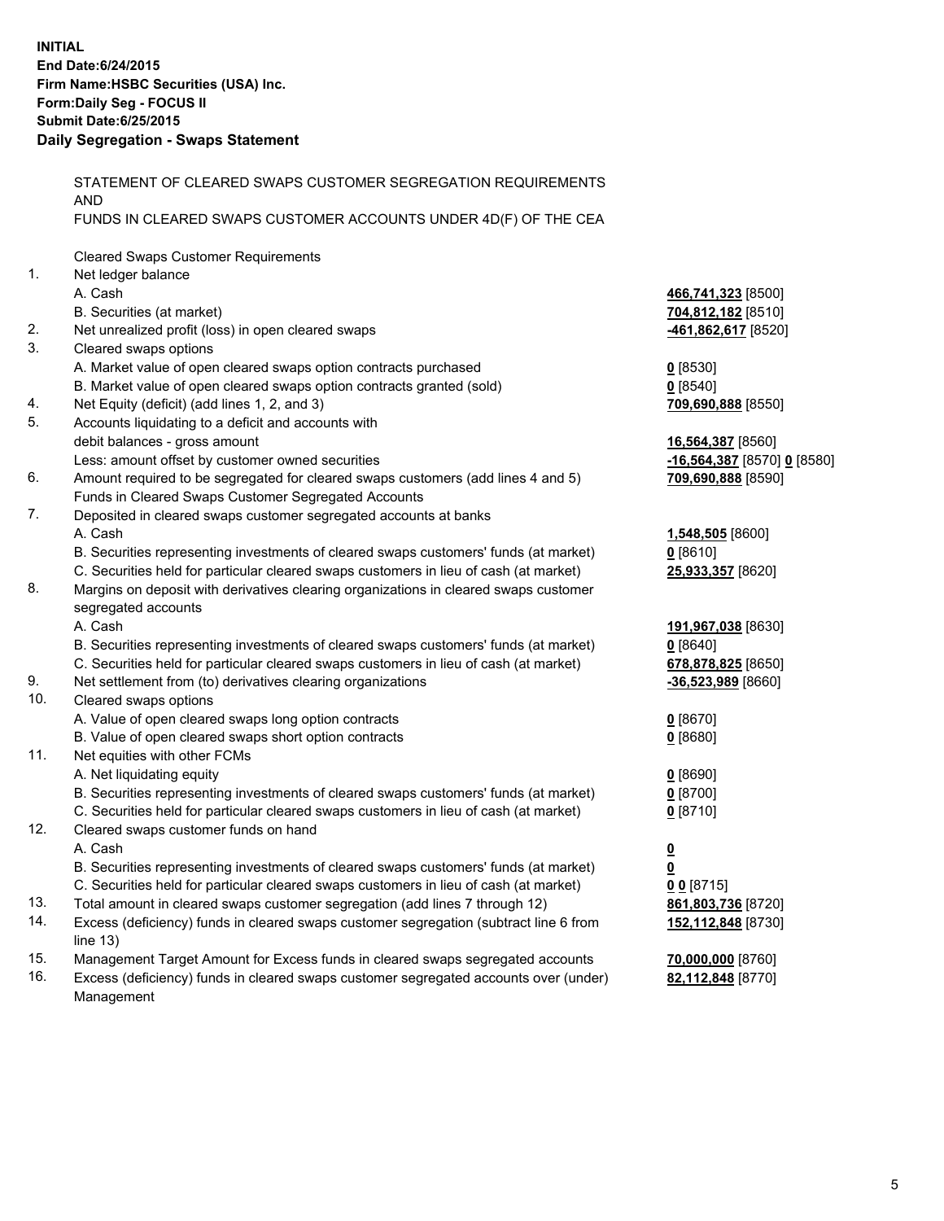**INITIAL**
**End Date:6/24/2015**
**Firm Name:HSBC Securities (USA) Inc.**
**Form:Daily Seg - FOCUS II**
**Submit Date:6/25/2015**
**Daily Segregation - Swaps Statement**

STATEMENT OF CLEARED SWAPS CUSTOMER SEGREGATION REQUIREMENTS AND FUNDS IN CLEARED SWAPS CUSTOMER ACCOUNTS UNDER 4D(F) OF THE CEA

| | | |
|---|---|---|
| | Cleared Swaps Customer Requirements | |
| 1. | Net ledger balance | |
| | A. Cash | **466,741,323** [8500] |
| | B. Securities (at market) | **704,812,182** [8510] |
| 2. | Net unrealized profit (loss) in open cleared swaps | **-461,862,617** [8520] |
| 3. | Cleared swaps options | |
| | A. Market value of open cleared swaps option contracts purchased | **0** [8530] |
| | B. Market value of open cleared swaps option contracts granted (sold) | **0** [8540] |
| 4. | Net Equity (deficit) (add lines 1, 2, and 3) | **709,690,888** [8550] |
| 5. | Accounts liquidating to a deficit and accounts with debit balances - gross amount | **16,564,387** [8560] |
| | Less: amount offset by customer owned securities | **-16,564,387** [8570] **0** [8580] |
| 6. | Amount required to be segregated for cleared swaps customers (add lines 4 and 5) | **709,690,888** [8590] |
| | Funds in Cleared Swaps Customer Segregated Accounts | |
| 7. | Deposited in cleared swaps customer segregated accounts at banks | |
| | A. Cash | **1,548,505** [8600] |
| | B. Securities representing investments of cleared swaps customers' funds (at market) | **0** [8610] |
| | C. Securities held for particular cleared swaps customers in lieu of cash (at market) | **25,933,357** [8620] |
| 8. | Margins on deposit with derivatives clearing organizations in cleared swaps customer segregated accounts | |
| | A. Cash | **191,967,038** [8630] |
| | B. Securities representing investments of cleared swaps customers' funds (at market) | **0** [8640] |
| | C. Securities held for particular cleared swaps customers in lieu of cash (at market) | **678,878,825** [8650] |
| 9. | Net settlement from (to) derivatives clearing organizations | **-36,523,989** [8660] |
| 10. | Cleared swaps options | |
| | A. Value of open cleared swaps long option contracts | **0** [8670] |
| | B. Value of open cleared swaps short option contracts | **0** [8680] |
| 11. | Net equities with other FCMs | |
| | A. Net liquidating equity | **0** [8690] |
| | B. Securities representing investments of cleared swaps customers' funds (at market) | **0** [8700] |
| | C. Securities held for particular cleared swaps customers in lieu of cash (at market) | **0** [8710] |
| 12. | Cleared swaps customer funds on hand | |
| | A. Cash | **0** |
| | B. Securities representing investments of cleared swaps customers' funds (at market) | **0** |
| | C. Securities held for particular cleared swaps customers in lieu of cash (at market) | **0** **0** [8715] |
| 13. | Total amount in cleared swaps customer segregation (add lines 7 through 12) | **861,803,736** [8720] |
| 14. | Excess (deficiency) funds in cleared swaps customer segregation (subtract line 6 from line 13) | **152,112,848** [8730] |
| 15. | Management Target Amount for Excess funds in cleared swaps segregated accounts | **70,000,000** [8760] |
| 16. | Excess (deficiency) funds in cleared swaps customer segregated accounts over (under) Management | **82,112,848** [8770] |